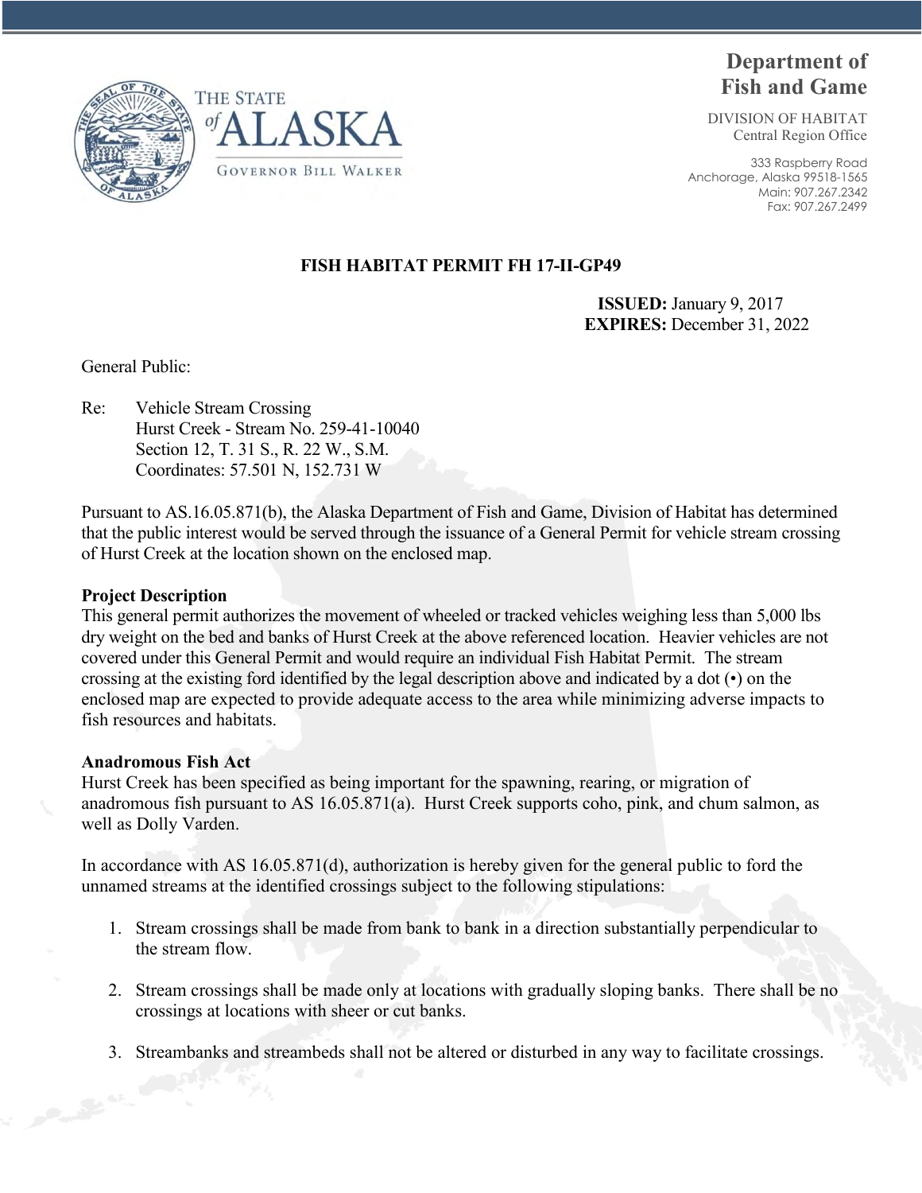THE STATE *of* ALASKA

GOVERNOR BILL WALKER

# Department of Fish and Game

DIVISION OF HABITAT
Central Region Office

333 Raspberry Road
Anchorage, Alaska 99518-1565
Main: 907.267.2342
Fax: 907.267.2499

## FISH HABITAT PERMIT FH 17-II-GP49

**ISSUED:** January 9, 2017
**EXPIRES:** December 31, 2022

General Public:

Re: Vehicle Stream Crossing
Hurst Creek - Stream No. 259-41-10040
Section 12, T. 31 S., R. 22 W., S.M.
Coordinates: 57.501 N, 152.731 W

Pursuant to AS.16.05.871(b), the Alaska Department of Fish and Game, Division of Habitat has determined that the public interest would be served through the issuance of a General Permit for vehicle stream crossing of Hurst Creek at the location shown on the enclosed map.

**Project Description**

This general permit authorizes the movement of wheeled or tracked vehicles weighing less than 5,000 lbs dry weight on the bed and banks of Hurst Creek at the above referenced location. Heavier vehicles are not covered under this General Permit and would require an individual Fish Habitat Permit. The stream crossing at the existing ford identified by the legal description above and indicated by a dot (•) on the enclosed map are expected to provide adequate access to the area while minimizing adverse impacts to fish resources and habitats.

**Anadromous Fish Act**

Hurst Creek has been specified as being important for the spawning, rearing, or migration of anadromous fish pursuant to AS 16.05.871(a). Hurst Creek supports coho, pink, and chum salmon, as well as Dolly Varden.

In accordance with AS 16.05.871(d), authorization is hereby given for the general public to ford the unnamed streams at the identified crossings subject to the following stipulations:

1. Stream crossings shall be made from bank to bank in a direction substantially perpendicular to the stream flow.
2. Stream crossings shall be made only at locations with gradually sloping banks. There shall be no crossings at locations with sheer or cut banks.
3. Streambanks and streambeds shall not be altered or disturbed in any way to facilitate crossings.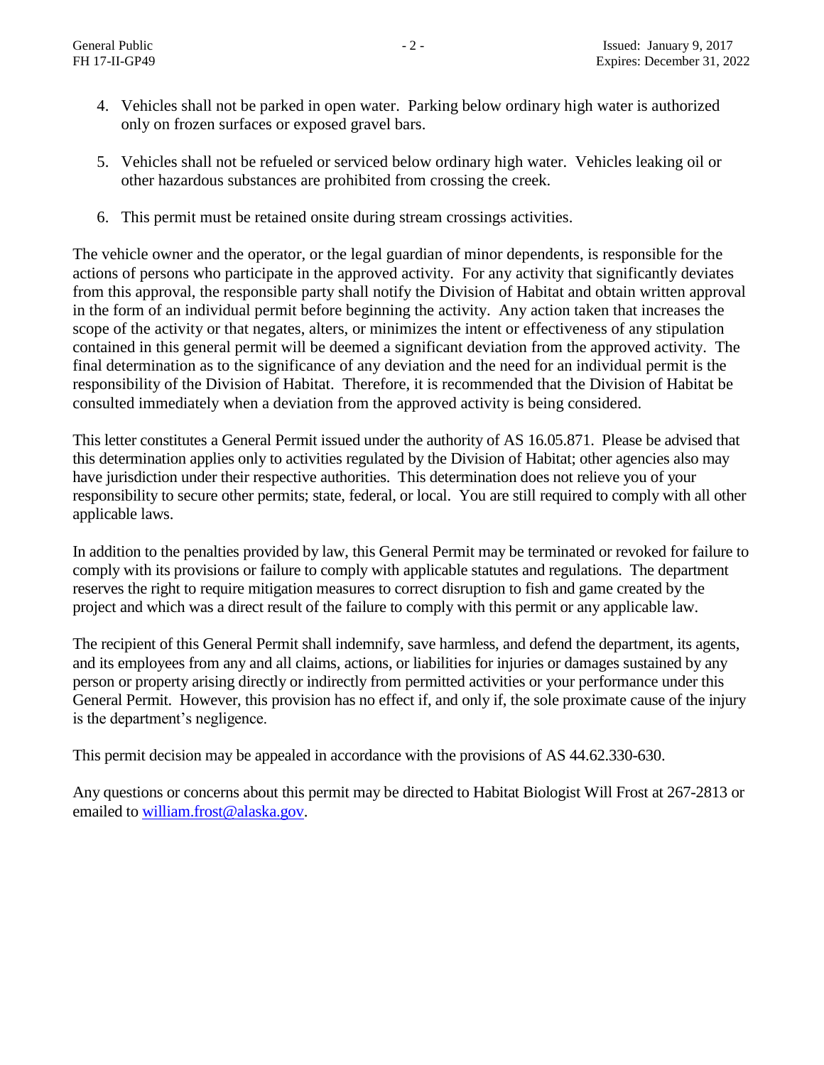4. Vehicles shall not be parked in open water. Parking below ordinary high water is authorized only on frozen surfaces or exposed gravel bars.

5. Vehicles shall not be refueled or serviced below ordinary high water. Vehicles leaking oil or other hazardous substances are prohibited from crossing the creek.

6. This permit must be retained onsite during stream crossings activities.

The vehicle owner and the operator, or the legal guardian of minor dependents, is responsible for the actions of persons who participate in the approved activity. For any activity that significantly deviates from this approval, the responsible party shall notify the Division of Habitat and obtain written approval in the form of an individual permit before beginning the activity. Any action taken that increases the scope of the activity or that negates, alters, or minimizes the intent or effectiveness of any stipulation contained in this general permit will be deemed a significant deviation from the approved activity. The final determination as to the significance of any deviation and the need for an individual permit is the responsibility of the Division of Habitat. Therefore, it is recommended that the Division of Habitat be consulted immediately when a deviation from the approved activity is being considered.

This letter constitutes a General Permit issued under the authority of AS 16.05.871. Please be advised that this determination applies only to activities regulated by the Division of Habitat; other agencies also may have jurisdiction under their respective authorities. This determination does not relieve you of your responsibility to secure other permits; state, federal, or local. You are still required to comply with all other applicable laws.

In addition to the penalties provided by law, this General Permit may be terminated or revoked for failure to comply with its provisions or failure to comply with applicable statutes and regulations. The department reserves the right to require mitigation measures to correct disruption to fish and game created by the project and which was a direct result of the failure to comply with this permit or any applicable law.

The recipient of this General Permit shall indemnify, save harmless, and defend the department, its agents, and its employees from any and all claims, actions, or liabilities for injuries or damages sustained by any person or property arising directly or indirectly from permitted activities or your performance under this General Permit. However, this provision has no effect if, and only if, the sole proximate cause of the injury is the department's negligence.

This permit decision may be appealed in accordance with the provisions of AS 44.62.330-630.

Any questions or concerns about this permit may be directed to Habitat Biologist Will Frost at 267-2813 or emailed to william.frost@alaska.gov.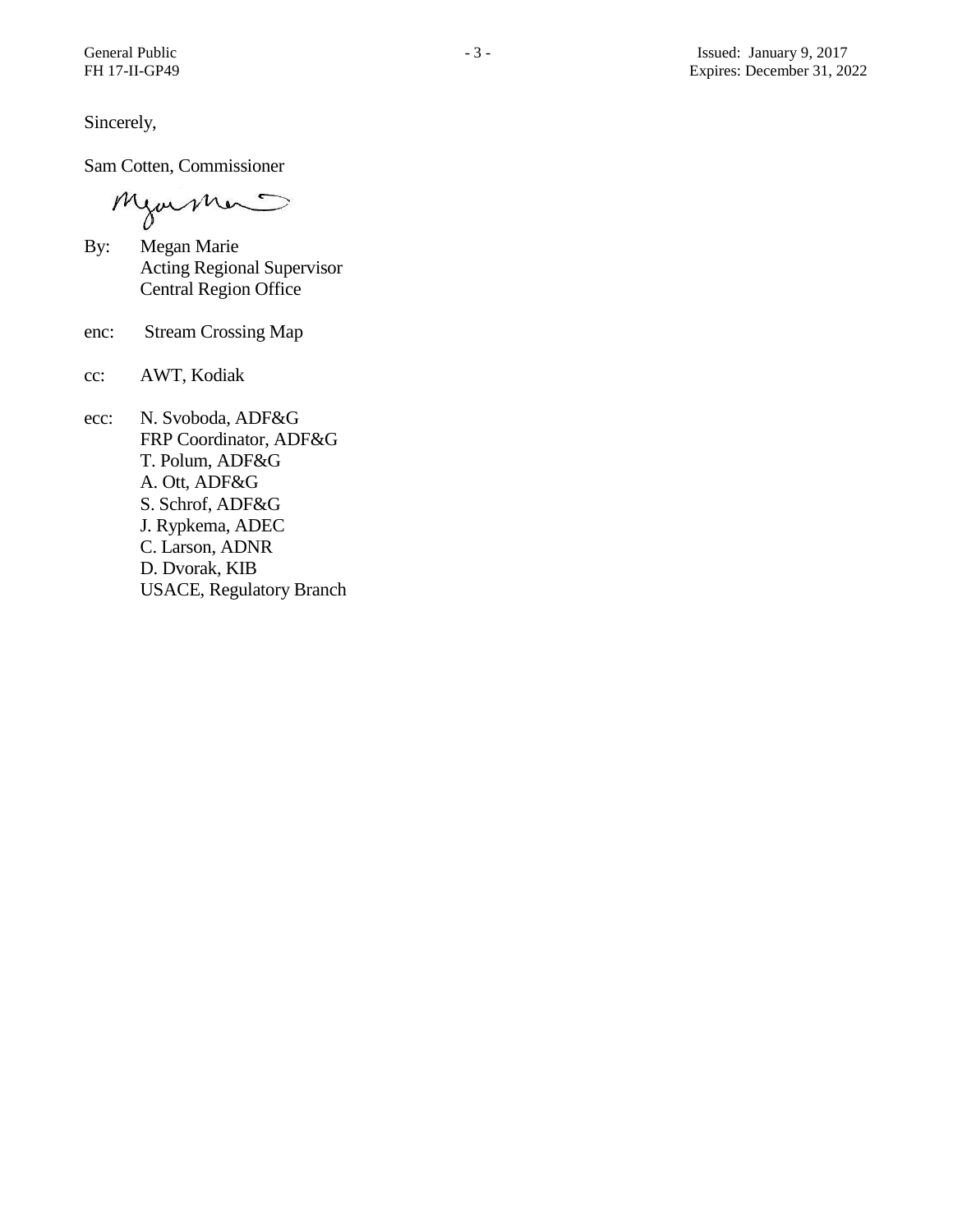Sincerely,

Sam Cotten, Commissioner

By: Megan Marie
Acting Regional Supervisor
Central Region Office

enc: Stream Crossing Map

cc: AWT, Kodiak

ecc: N. Svoboda, ADF&G
FRP Coordinator, ADF&G
T. Polum, ADF&G
A. Ott, ADF&G
S. Schrof, ADF&G
J. Rypkema, ADEC
C. Larson, ADNR
D. Dvorak, KIB
USACE, Regulatory Branch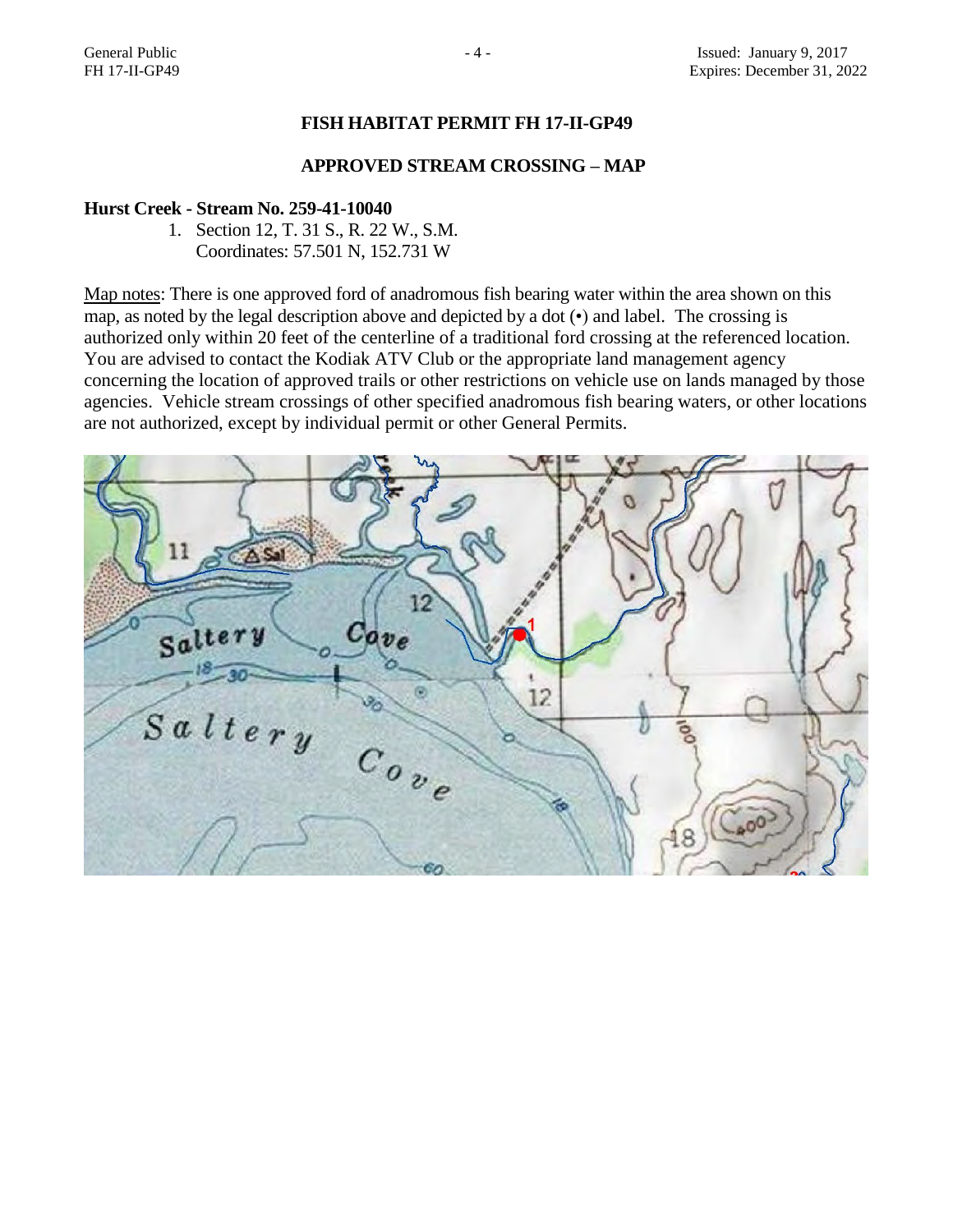## FISH HABITAT PERMIT FH 17-II-GP49

### APPROVED STREAM CROSSING – MAP

**Hurst Creek - Stream No. 259-41-10040**

1. Section 12, T. 31 S., R. 22 W., S.M.
   Coordinates: 57.501 N, 152.731 W

Map notes: There is one approved ford of anadromous fish bearing water within the area shown on this map, as noted by the legal description above and depicted by a dot (•) and label. The crossing is authorized only within 20 feet of the centerline of a traditional ford crossing at the referenced location. You are advised to contact the Kodiak ATV Club or the appropriate land management agency concerning the location of approved trails or other restrictions on vehicle use on lands managed by those agencies. Vehicle stream crossings of other specified anadromous fish bearing waters, or other locations are not authorized, except by individual permit or other General Permits.